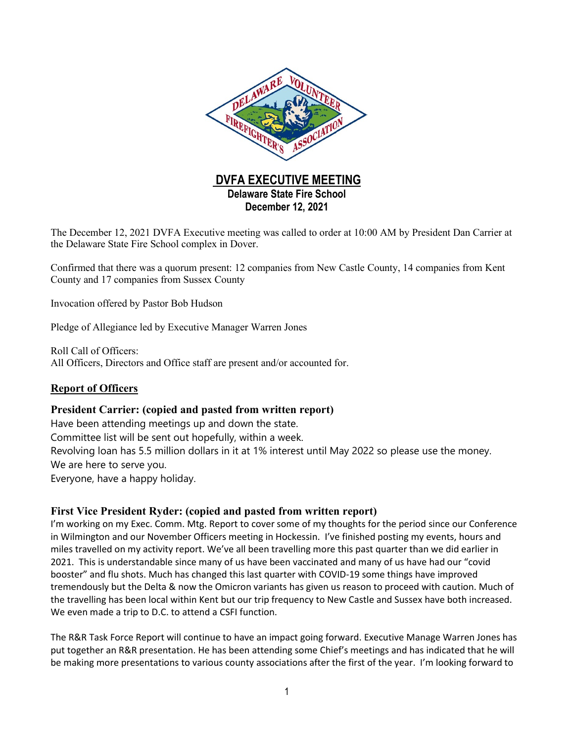# DVFA EXECUTIVE MEETING

**Delaware State Fire School**
**December 12, 2021**

The December 12, 2021 DVFA Executive meeting was called to order at 10:00 AM by President Dan Carrier at the Delaware State Fire School complex in Dover.

Confirmed that there was a quorum present: 12 companies from New Castle County, 14 companies from Kent County and 17 companies from Sussex County

Invocation offered by Pastor Bob Hudson

Pledge of Allegiance led by Executive Manager Warren Jones

Roll Call of Officers:
All Officers, Directors and Office staff are present and/or accounted for.

## Report of Officers

### President Carrier: (copied and pasted from written report)

Have been attending meetings up and down the state.
Committee list will be sent out hopefully, within a week.
Revolving loan has 5.5 million dollars in it at 1% interest until May 2022 so please use the money.
We are here to serve you.
Everyone, have a happy holiday.

### First Vice President Ryder: (copied and pasted from written report)

I'm working on my Exec. Comm. Mtg. Report to cover some of my thoughts for the period since our Conference in Wilmington and our November Officers meeting in Hockessin. I've finished posting my events, hours and miles travelled on my activity report. We've all been travelling more this past quarter than we did earlier in 2021. This is understandable since many of us have been vaccinated and many of us have had our "covid booster" and flu shots. Much has changed this last quarter with COVID-19 some things have improved tremendously but the Delta & now the Omicron variants has given us reason to proceed with caution. Much of the travelling has been local within Kent but our trip frequency to New Castle and Sussex have both increased. We even made a trip to D.C. to attend a CSFI function.

The R&R Task Force Report will continue to have an impact going forward. Executive Manage Warren Jones has put together an R&R presentation. He has been attending some Chief's meetings and has indicated that he will be making more presentations to various county associations after the first of the year. I'm looking forward to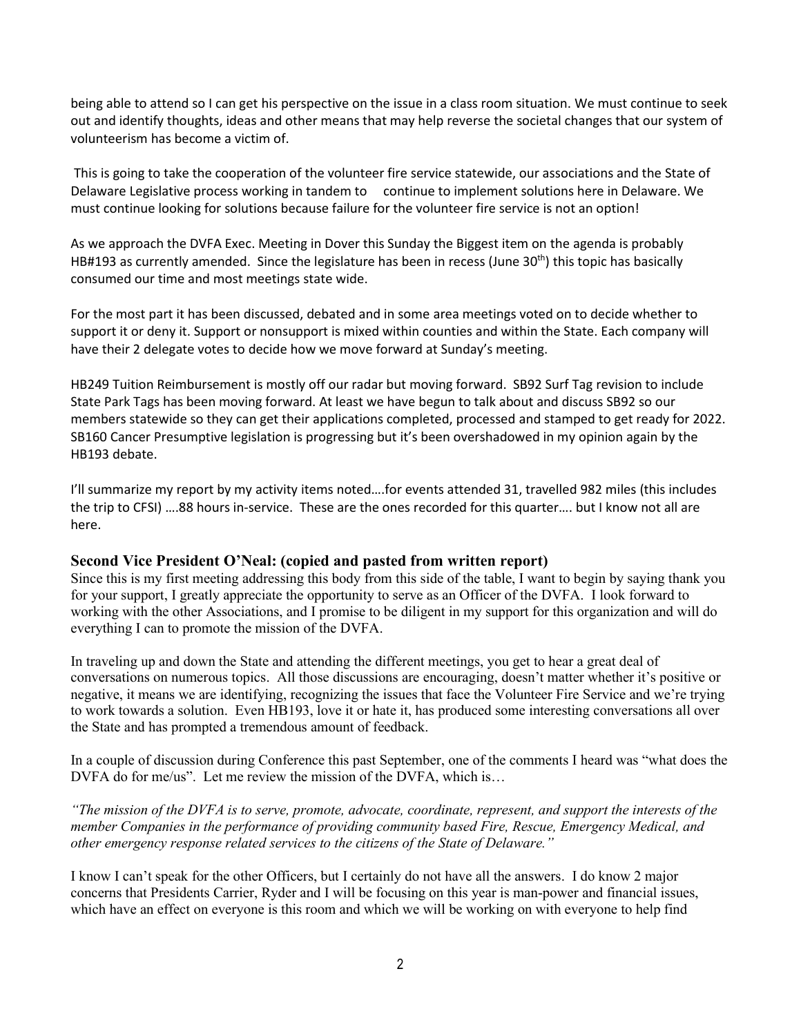being able to attend so I can get his perspective on the issue in a class room situation. We must continue to seek out and identify thoughts, ideas and other means that may help reverse the societal changes that our system of volunteerism has become a victim of.

This is going to take the cooperation of the volunteer fire service statewide, our associations and the State of Delaware Legislative process working in tandem to continue to implement solutions here in Delaware. We must continue looking for solutions because failure for the volunteer fire service is not an option!

As we approach the DVFA Exec. Meeting in Dover this Sunday the Biggest item on the agenda is probably HB#193 as currently amended. Since the legislature has been in recess (June 30th) this topic has basically consumed our time and most meetings state wide.

For the most part it has been discussed, debated and in some area meetings voted on to decide whether to support it or deny it. Support or nonsupport is mixed within counties and within the State. Each company will have their 2 delegate votes to decide how we move forward at Sunday's meeting.

HB249 Tuition Reimbursement is mostly off our radar but moving forward. SB92 Surf Tag revision to include State Park Tags has been moving forward. At least we have begun to talk about and discuss SB92 so our members statewide so they can get their applications completed, processed and stamped to get ready for 2022. SB160 Cancer Presumptive legislation is progressing but it's been overshadowed in my opinion again by the HB193 debate.

I'll summarize my report by my activity items noted….for events attended 31, travelled 982 miles (this includes the trip to CFSI) ….88 hours in-service. These are the ones recorded for this quarter…. but I know not all are here.

### Second Vice President O'Neal: (copied and pasted from written report)

Since this is my first meeting addressing this body from this side of the table, I want to begin by saying thank you for your support, I greatly appreciate the opportunity to serve as an Officer of the DVFA. I look forward to working with the other Associations, and I promise to be diligent in my support for this organization and will do everything I can to promote the mission of the DVFA.

In traveling up and down the State and attending the different meetings, you get to hear a great deal of conversations on numerous topics. All those discussions are encouraging, doesn't matter whether it's positive or negative, it means we are identifying, recognizing the issues that face the Volunteer Fire Service and we're trying to work towards a solution. Even HB193, love it or hate it, has produced some interesting conversations all over the State and has prompted a tremendous amount of feedback.

In a couple of discussion during Conference this past September, one of the comments I heard was "what does the DVFA do for me/us". Let me review the mission of the DVFA, which is…

*"The mission of the DVFA is to serve, promote, advocate, coordinate, represent, and support the interests of the member Companies in the performance of providing community based Fire, Rescue, Emergency Medical, and other emergency response related services to the citizens of the State of Delaware."*

I know I can't speak for the other Officers, but I certainly do not have all the answers. I do know 2 major concerns that Presidents Carrier, Ryder and I will be focusing on this year is man-power and financial issues, which have an effect on everyone is this room and which we will be working on with everyone to help find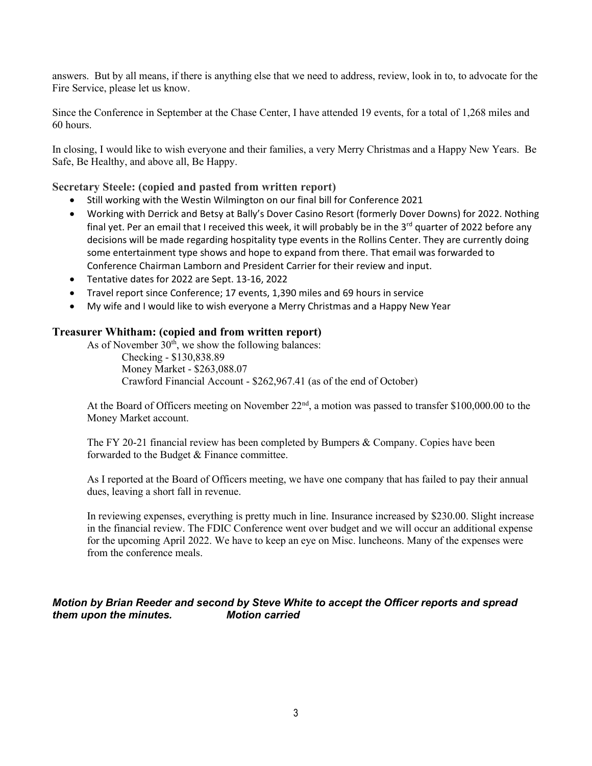answers. But by all means, if there is anything else that we need to address, review, look in to, to advocate for the Fire Service, please let us know.

Since the Conference in September at the Chase Center, I have attended 19 events, for a total of 1,268 miles and 60 hours.

In closing, I would like to wish everyone and their families, a very Merry Christmas and a Happy New Years. Be Safe, Be Healthy, and above all, Be Happy.

**Secretary Steele: (copied and pasted from written report)**

- Still working with the Westin Wilmington on our final bill for Conference 2021
- Working with Derrick and Betsy at Bally's Dover Casino Resort (formerly Dover Downs) for 2022. Nothing final yet. Per an email that I received this week, it will probably be in the 3rd quarter of 2022 before any decisions will be made regarding hospitality type events in the Rollins Center. They are currently doing some entertainment type shows and hope to expand from there. That email was forwarded to Conference Chairman Lamborn and President Carrier for their review and input.
- Tentative dates for 2022 are Sept. 13-16, 2022
- Travel report since Conference; 17 events, 1,390 miles and 69 hours in service
- My wife and I would like to wish everyone a Merry Christmas and a Happy New Year

**Treasurer Whitham: (copied and from written report)**

As of November 30th, we show the following balances:

Checking - $130,838.89
Money Market - $263,088.07
Crawford Financial Account - $262,967.41 (as of the end of October)

At the Board of Officers meeting on November 22nd, a motion was passed to transfer $100,000.00 to the Money Market account.

The FY 20-21 financial review has been completed by Bumpers & Company. Copies have been forwarded to the Budget & Finance committee.

As I reported at the Board of Officers meeting, we have one company that has failed to pay their annual dues, leaving a short fall in revenue.

In reviewing expenses, everything is pretty much in line. Insurance increased by $230.00. Slight increase in the financial review. The FDIC Conference went over budget and we will occur an additional expense for the upcoming April 2022. We have to keep an eye on Misc. luncheons. Many of the expenses were from the conference meals.

***Motion by Brian Reeder and second by Steve White to accept the Officer reports and spread them upon the minutes. Motion carried***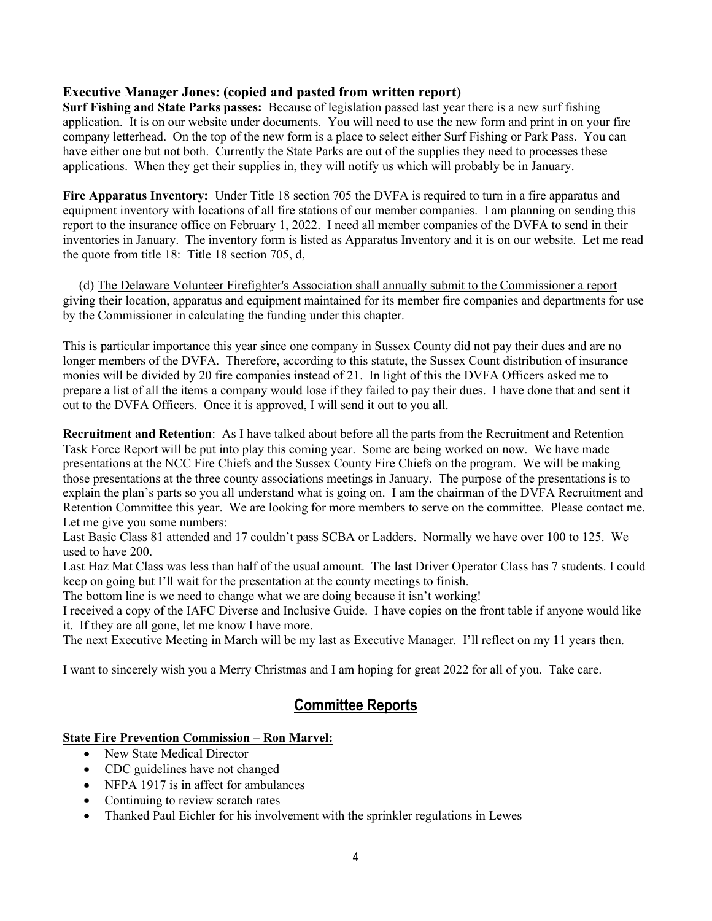**Executive Manager Jones: (copied and pasted from written report)**

**Surf Fishing and State Parks passes:** Because of legislation passed last year there is a new surf fishing application. It is on our website under documents. You will need to use the new form and print in on your fire company letterhead. On the top of the new form is a place to select either Surf Fishing or Park Pass. You can have either one but not both. Currently the State Parks are out of the supplies they need to processes these applications. When they get their supplies in, they will notify us which will probably be in January.

**Fire Apparatus Inventory:** Under Title 18 section 705 the DVFA is required to turn in a fire apparatus and equipment inventory with locations of all fire stations of our member companies. I am planning on sending this report to the insurance office on February 1, 2022. I need all member companies of the DVFA to send in their inventories in January. The inventory form is listed as Apparatus Inventory and it is on our website. Let me read the quote from title 18: Title 18 section 705, d,

(d) <u>The Delaware Volunteer Firefighter's Association shall annually submit to the Commissioner a report giving their location, apparatus and equipment maintained for its member fire companies and departments for use by the Commissioner in calculating the funding under this chapter.</u>

This is particular importance this year since one company in Sussex County did not pay their dues and are no longer members of the DVFA. Therefore, according to this statute, the Sussex Count distribution of insurance monies will be divided by 20 fire companies instead of 21. In light of this the DVFA Officers asked me to prepare a list of all the items a company would lose if they failed to pay their dues. I have done that and sent it out to the DVFA Officers. Once it is approved, I will send it out to you all.

**Recruitment and Retention**: As I have talked about before all the parts from the Recruitment and Retention Task Force Report will be put into play this coming year. Some are being worked on now. We have made presentations at the NCC Fire Chiefs and the Sussex County Fire Chiefs on the program. We will be making those presentations at the three county associations meetings in January. The purpose of the presentations is to explain the plan's parts so you all understand what is going on. I am the chairman of the DVFA Recruitment and Retention Committee this year. We are looking for more members to serve on the committee. Please contact me. Let me give you some numbers:

Last Basic Class 81 attended and 17 couldn't pass SCBA or Ladders. Normally we have over 100 to 125. We used to have 200.

Last Haz Mat Class was less than half of the usual amount. The last Driver Operator Class has 7 students. I could keep on going but I'll wait for the presentation at the county meetings to finish.

The bottom line is we need to change what we are doing because it isn't working!

I received a copy of the IAFC Diverse and Inclusive Guide. I have copies on the front table if anyone would like it. If they are all gone, let me know I have more.

The next Executive Meeting in March will be my last as Executive Manager. I'll reflect on my 11 years then.

I want to sincerely wish you a Merry Christmas and I am hoping for great 2022 for all of you. Take care.

## Committee Reports

**State Fire Prevention Commission – Ron Marvel:**

- New State Medical Director
- CDC guidelines have not changed
- NFPA 1917 is in affect for ambulances
- Continuing to review scratch rates
- Thanked Paul Eichler for his involvement with the sprinkler regulations in Lewes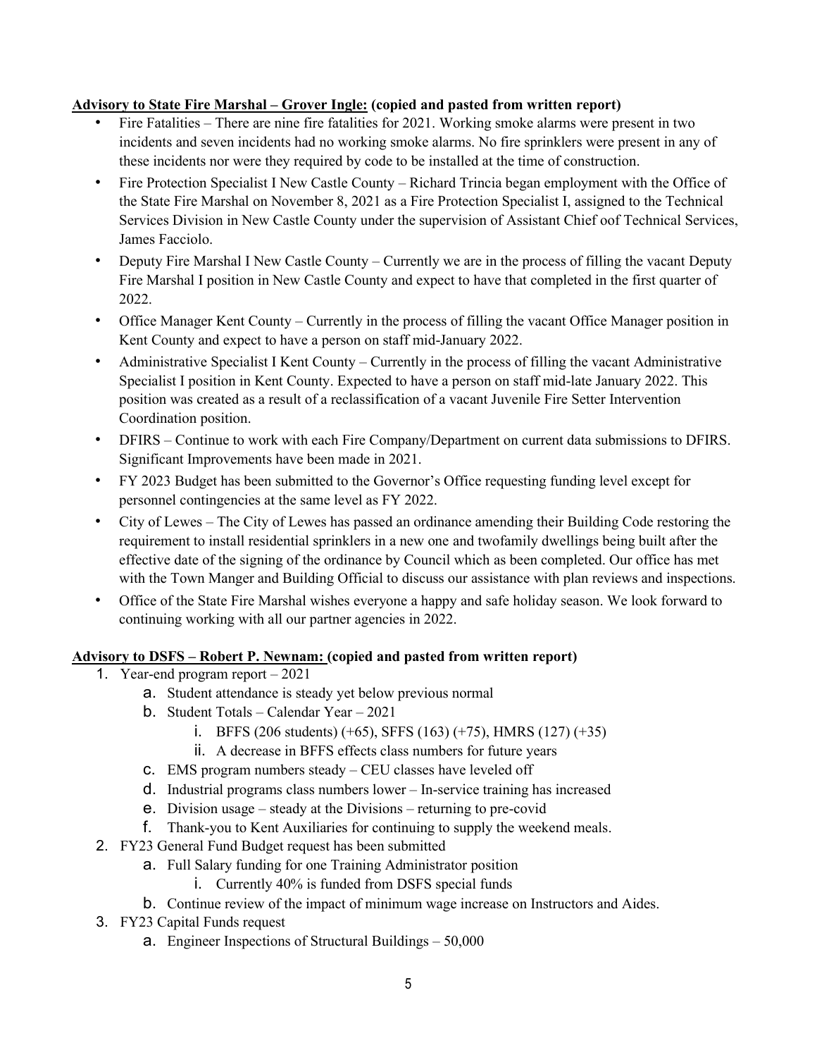**<u>Advisory to State Fire Marshal – Grover Ingle:</u> (copied and pasted from written report)**

- Fire Fatalities – There are nine fire fatalities for 2021. Working smoke alarms were present in two incidents and seven incidents had no working smoke alarms. No fire sprinklers were present in any of these incidents nor were they required by code to be installed at the time of construction.
- Fire Protection Specialist I New Castle County – Richard Trincia began employment with the Office of the State Fire Marshal on November 8, 2021 as a Fire Protection Specialist I, assigned to the Technical Services Division in New Castle County under the supervision of Assistant Chief oof Technical Services, James Facciolo.
- Deputy Fire Marshal I New Castle County – Currently we are in the process of filling the vacant Deputy Fire Marshal I position in New Castle County and expect to have that completed in the first quarter of 2022.
- Office Manager Kent County – Currently in the process of filling the vacant Office Manager position in Kent County and expect to have a person on staff mid-January 2022.
- Administrative Specialist I Kent County – Currently in the process of filling the vacant Administrative Specialist I position in Kent County. Expected to have a person on staff mid-late January 2022. This position was created as a result of a reclassification of a vacant Juvenile Fire Setter Intervention Coordination position.
- DFIRS – Continue to work with each Fire Company/Department on current data submissions to DFIRS. Significant Improvements have been made in 2021.
- FY 2023 Budget has been submitted to the Governor's Office requesting funding level except for personnel contingencies at the same level as FY 2022.
- City of Lewes – The City of Lewes has passed an ordinance amending their Building Code restoring the requirement to install residential sprinklers in a new one and twofamily dwellings being built after the effective date of the signing of the ordinance by Council which as been completed. Our office has met with the Town Manger and Building Official to discuss our assistance with plan reviews and inspections.
- Office of the State Fire Marshal wishes everyone a happy and safe holiday season. We look forward to continuing working with all our partner agencies in 2022.

**<u>Advisory to DSFS – Robert P. Newnam:</u> (copied and pasted from written report)**

1. Year-end program report – 2021
   a. Student attendance is steady yet below previous normal
   b. Student Totals – Calendar Year – 2021
      i. BFFS (206 students) (+65), SFFS (163) (+75), HMRS (127) (+35)
      ii. A decrease in BFFS effects class numbers for future years
   c. EMS program numbers steady – CEU classes have leveled off
   d. Industrial programs class numbers lower – In-service training has increased
   e. Division usage – steady at the Divisions – returning to pre-covid
   f. Thank-you to Kent Auxiliaries for continuing to supply the weekend meals.
2. FY23 General Fund Budget request has been submitted
   a. Full Salary funding for one Training Administrator position
      i. Currently 40% is funded from DSFS special funds
   b. Continue review of the impact of minimum wage increase on Instructors and Aides.
3. FY23 Capital Funds request
   a. Engineer Inspections of Structural Buildings – 50,000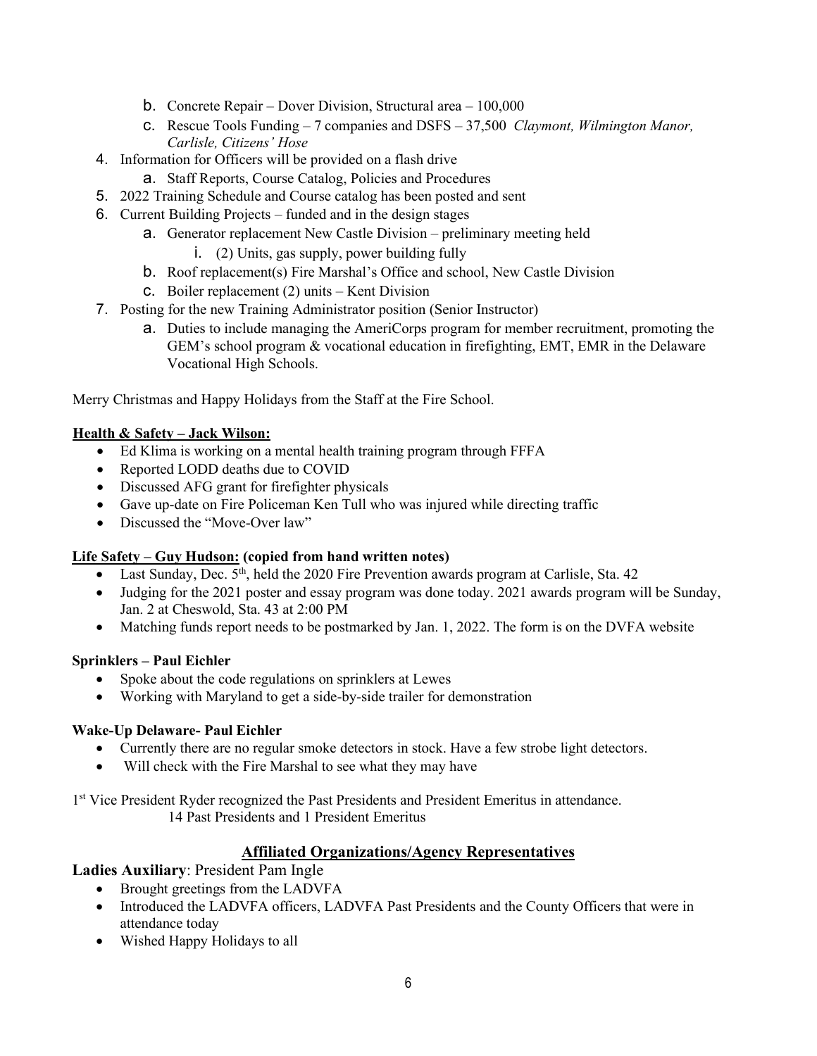b. Concrete Repair – Dover Division, Structural area – 100,000
   c. Rescue Tools Funding – 7 companies and DSFS – 37,500 *Claymont, Wilmington Manor, Carlisle, Citizens' Hose*
4. Information for Officers will be provided on a flash drive
   a. Staff Reports, Course Catalog, Policies and Procedures
5. 2022 Training Schedule and Course catalog has been posted and sent
6. Current Building Projects – funded and in the design stages
   a. Generator replacement New Castle Division – preliminary meeting held
      i. (2) Units, gas supply, power building fully
   b. Roof replacement(s) Fire Marshal's Office and school, New Castle Division
   c. Boiler replacement (2) units – Kent Division
7. Posting for the new Training Administrator position (Senior Instructor)
   a. Duties to include managing the AmeriCorps program for member recruitment, promoting the GEM's school program & vocational education in firefighting, EMT, EMR in the Delaware Vocational High Schools.

Merry Christmas and Happy Holidays from the Staff at the Fire School.

**Health & Safety – Jack Wilson:**

- Ed Klima is working on a mental health training program through FFFA
- Reported LODD deaths due to COVID
- Discussed AFG grant for firefighter physicals
- Gave up-date on Fire Policeman Ken Tull who was injured while directing traffic
- Discussed the "Move-Over law"

**Life Safety – Guy Hudson: (copied from hand written notes)**

- Last Sunday, Dec. 5th, held the 2020 Fire Prevention awards program at Carlisle, Sta. 42
- Judging for the 2021 poster and essay program was done today. 2021 awards program will be Sunday, Jan. 2 at Cheswold, Sta. 43 at 2:00 PM
- Matching funds report needs to be postmarked by Jan. 1, 2022. The form is on the DVFA website

**Sprinklers – Paul Eichler**

- Spoke about the code regulations on sprinklers at Lewes
- Working with Maryland to get a side-by-side trailer for demonstration

**Wake-Up Delaware- Paul Eichler**

- Currently there are no regular smoke detectors in stock. Have a few strobe light detectors.
- Will check with the Fire Marshal to see what they may have

1st Vice President Ryder recognized the Past Presidents and President Emeritus in attendance.
14 Past Presidents and 1 President Emeritus

## Affiliated Organizations/Agency Representatives

**Ladies Auxiliary**: President Pam Ingle

- Brought greetings from the LADVFA
- Introduced the LADVFA officers, LADVFA Past Presidents and the County Officers that were in attendance today
- Wished Happy Holidays to all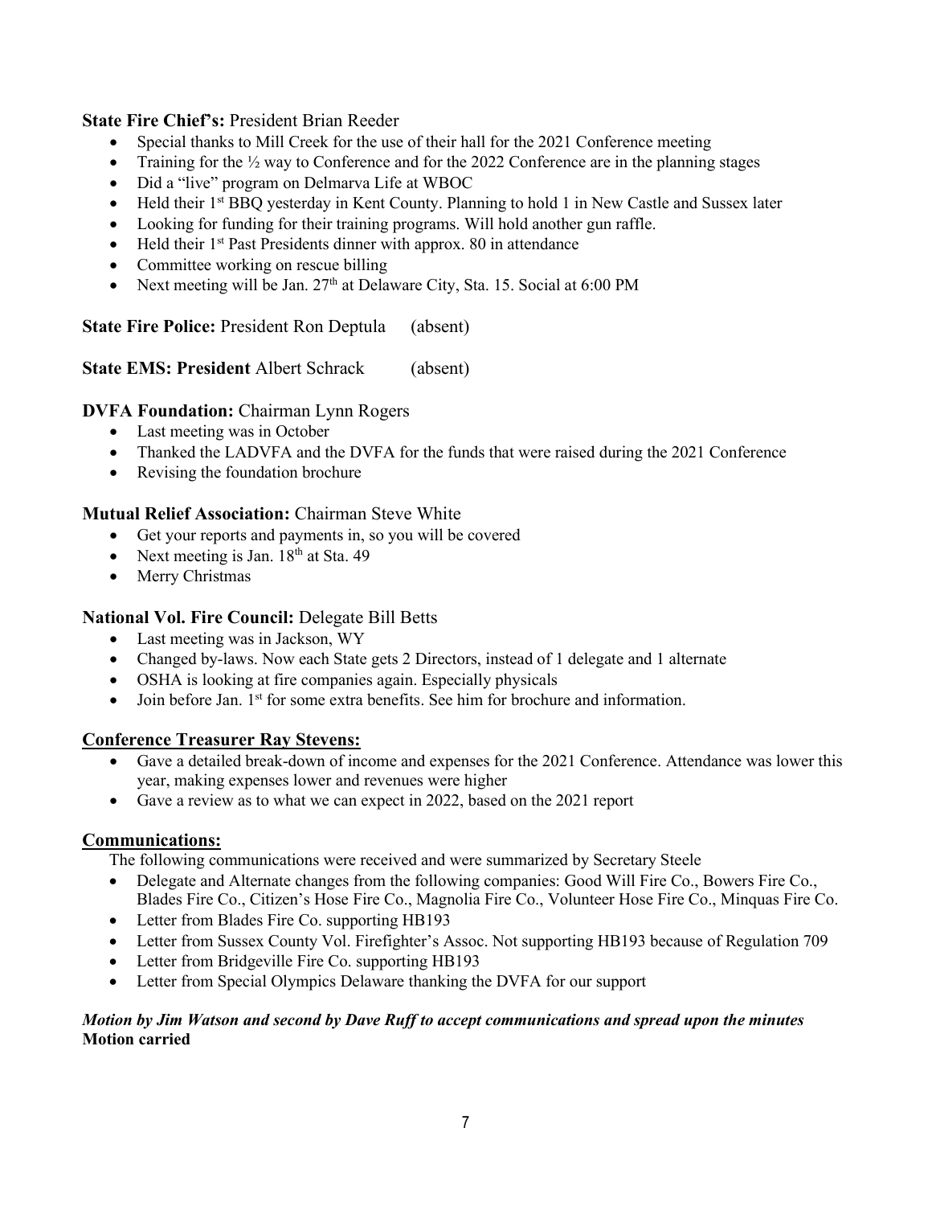**State Fire Chief's:** President Brian Reeder

- Special thanks to Mill Creek for the use of their hall for the 2021 Conference meeting
- Training for the ½ way to Conference and for the 2022 Conference are in the planning stages
- Did a "live" program on Delmarva Life at WBOC
- Held their 1st BBQ yesterday in Kent County. Planning to hold 1 in New Castle and Sussex later
- Looking for funding for their training programs. Will hold another gun raffle.
- Held their 1st Past Presidents dinner with approx. 80 in attendance
- Committee working on rescue billing
- Next meeting will be Jan. 27th at Delaware City, Sta. 15. Social at 6:00 PM

**State Fire Police:** President Ron Deptula (absent)

**State EMS: President** Albert Schrack (absent)

**DVFA Foundation:** Chairman Lynn Rogers

- Last meeting was in October
- Thanked the LADVFA and the DVFA for the funds that were raised during the 2021 Conference
- Revising the foundation brochure

**Mutual Relief Association:** Chairman Steve White

- Get your reports and payments in, so you will be covered
- Next meeting is Jan. 18th at Sta. 49
- Merry Christmas

**National Vol. Fire Council:** Delegate Bill Betts

- Last meeting was in Jackson, WY
- Changed by-laws. Now each State gets 2 Directors, instead of 1 delegate and 1 alternate
- OSHA is looking at fire companies again. Especially physicals
- Join before Jan. 1st for some extra benefits. See him for brochure and information.

**Conference Treasurer Ray Stevens:**

- Gave a detailed break-down of income and expenses for the 2021 Conference. Attendance was lower this year, making expenses lower and revenues were higher
- Gave a review as to what we can expect in 2022, based on the 2021 report

**Communications:**

The following communications were received and were summarized by Secretary Steele

- Delegate and Alternate changes from the following companies: Good Will Fire Co., Bowers Fire Co., Blades Fire Co., Citizen's Hose Fire Co., Magnolia Fire Co., Volunteer Hose Fire Co., Minquas Fire Co.
- Letter from Blades Fire Co. supporting HB193
- Letter from Sussex County Vol. Firefighter's Assoc. Not supporting HB193 because of Regulation 709
- Letter from Bridgeville Fire Co. supporting HB193
- Letter from Special Olympics Delaware thanking the DVFA for our support

***Motion by Jim Watson and second by Dave Ruff to accept communications and spread upon the minutes***
**Motion carried**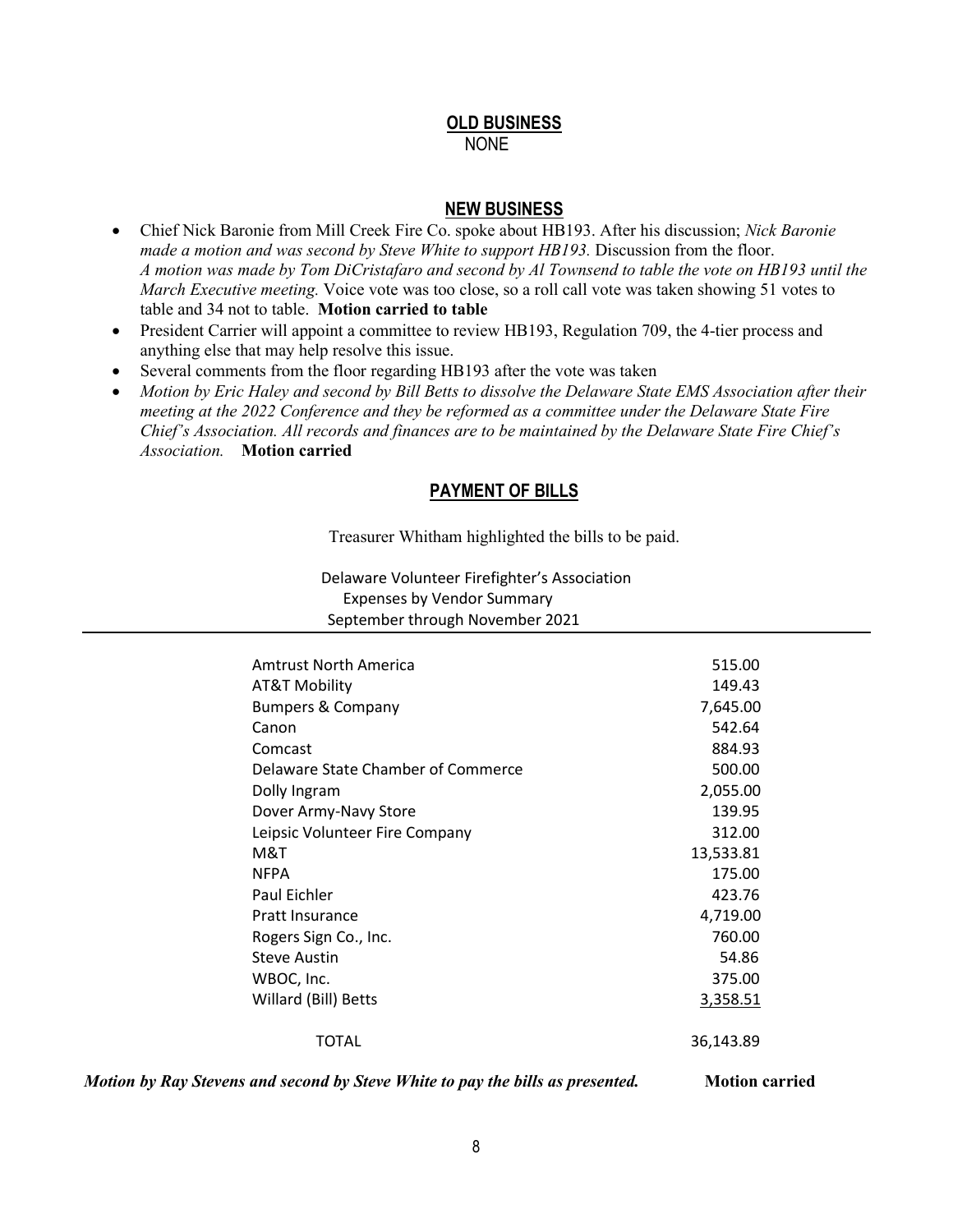## OLD BUSINESS

NONE

## NEW BUSINESS

- Chief Nick Baronie from Mill Creek Fire Co. spoke about HB193. After his discussion; *Nick Baronie made a motion and was second by Steve White to support HB193.* Discussion from the floor. *A motion was made by Tom DiCristafaro and second by Al Townsend to table the vote on HB193 until the March Executive meeting.* Voice vote was too close, so a roll call vote was taken showing 51 votes to table and 34 not to table. **Motion carried to table**
- President Carrier will appoint a committee to review HB193, Regulation 709, the 4-tier process and anything else that may help resolve this issue.
- Several comments from the floor regarding HB193 after the vote was taken
- *Motion by Eric Haley and second by Bill Betts to dissolve the Delaware State EMS Association after their meeting at the 2022 Conference and they be reformed as a committee under the Delaware State Fire Chief's Association. All records and finances are to be maintained by the Delaware State Fire Chief's Association.* **Motion carried**

## PAYMENT OF BILLS

Treasurer Whitham highlighted the bills to be paid.

Delaware Volunteer Firefighter's Association
Expenses by Vendor Summary
September through November 2021

| Vendor | Amount |
|---|---|
| Amtrust North America | 515.00 |
| AT&T Mobility | 149.43 |
| Bumpers & Company | 7,645.00 |
| Canon | 542.64 |
| Comcast | 884.93 |
| Delaware State Chamber of Commerce | 500.00 |
| Dolly Ingram | 2,055.00 |
| Dover Army-Navy Store | 139.95 |
| Leipsic Volunteer Fire Company | 312.00 |
| M&T | 13,533.81 |
| NFPA | 175.00 |
| Paul Eichler | 423.76 |
| Pratt Insurance | 4,719.00 |
| Rogers Sign Co., Inc. | 760.00 |
| Steve Austin | 54.86 |
| WBOC, Inc. | 375.00 |
| Willard (Bill) Betts | 3,358.51 |
| TOTAL | 36,143.89 |

***Motion by Ray Stevens and second by Steve White to pay the bills as presented.*** **Motion carried**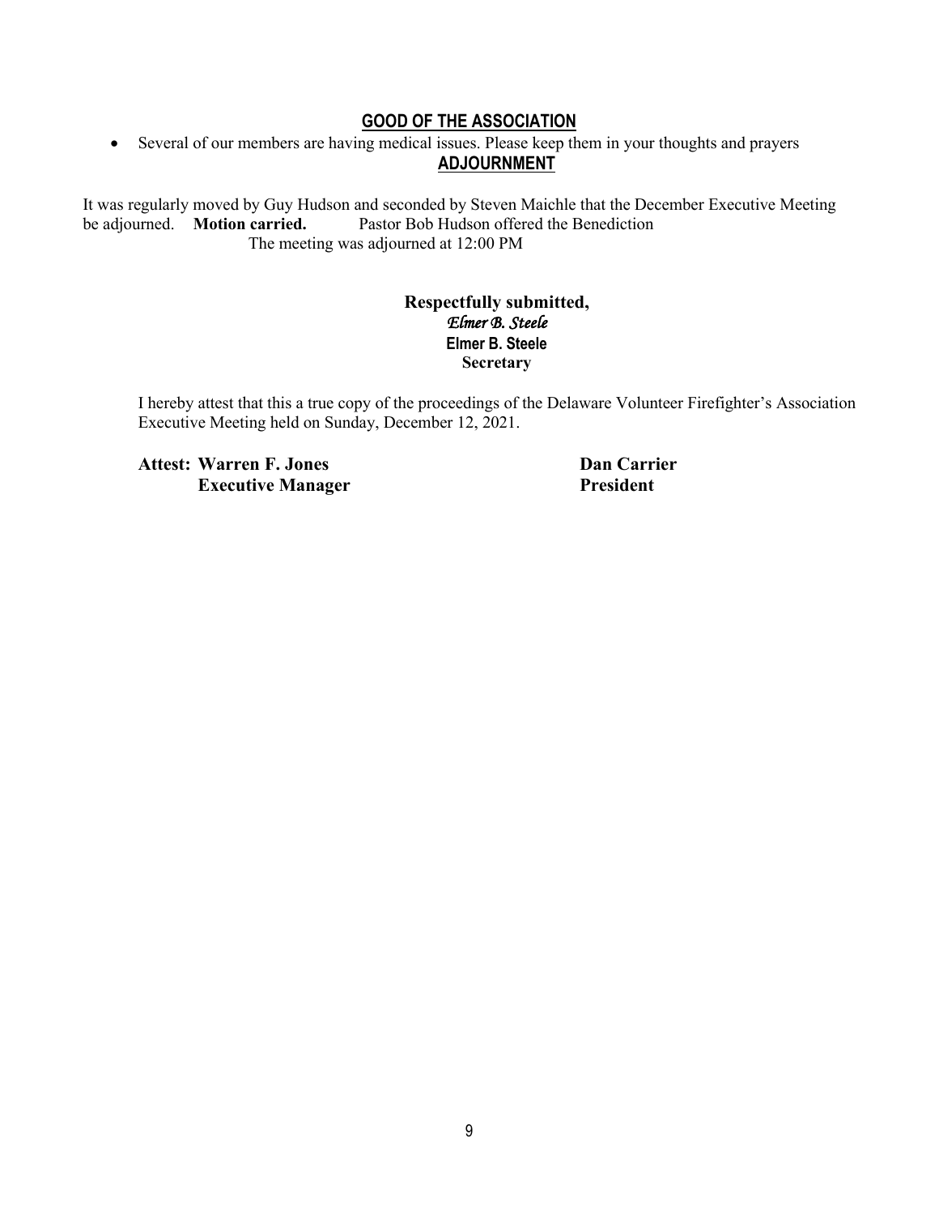## GOOD OF THE ASSOCIATION

- Several of our members are having medical issues. Please keep them in your thoughts and prayers

## ADJOURNMENT

It was regularly moved by Guy Hudson and seconded by Steven Maichle that the December Executive Meeting be adjourned. **Motion carried.** Pastor Bob Hudson offered the Benediction
The meeting was adjourned at 12:00 PM

**Respectfully submitted,**
*Elmer B. Steele*
**Elmer B. Steele**
**Secretary**

I hereby attest that this a true copy of the proceedings of the Delaware Volunteer Firefighter's Association Executive Meeting held on Sunday, December 12, 2021.

**Attest: Warren F. Jones**
**Executive Manager**

**Dan Carrier**
**President**